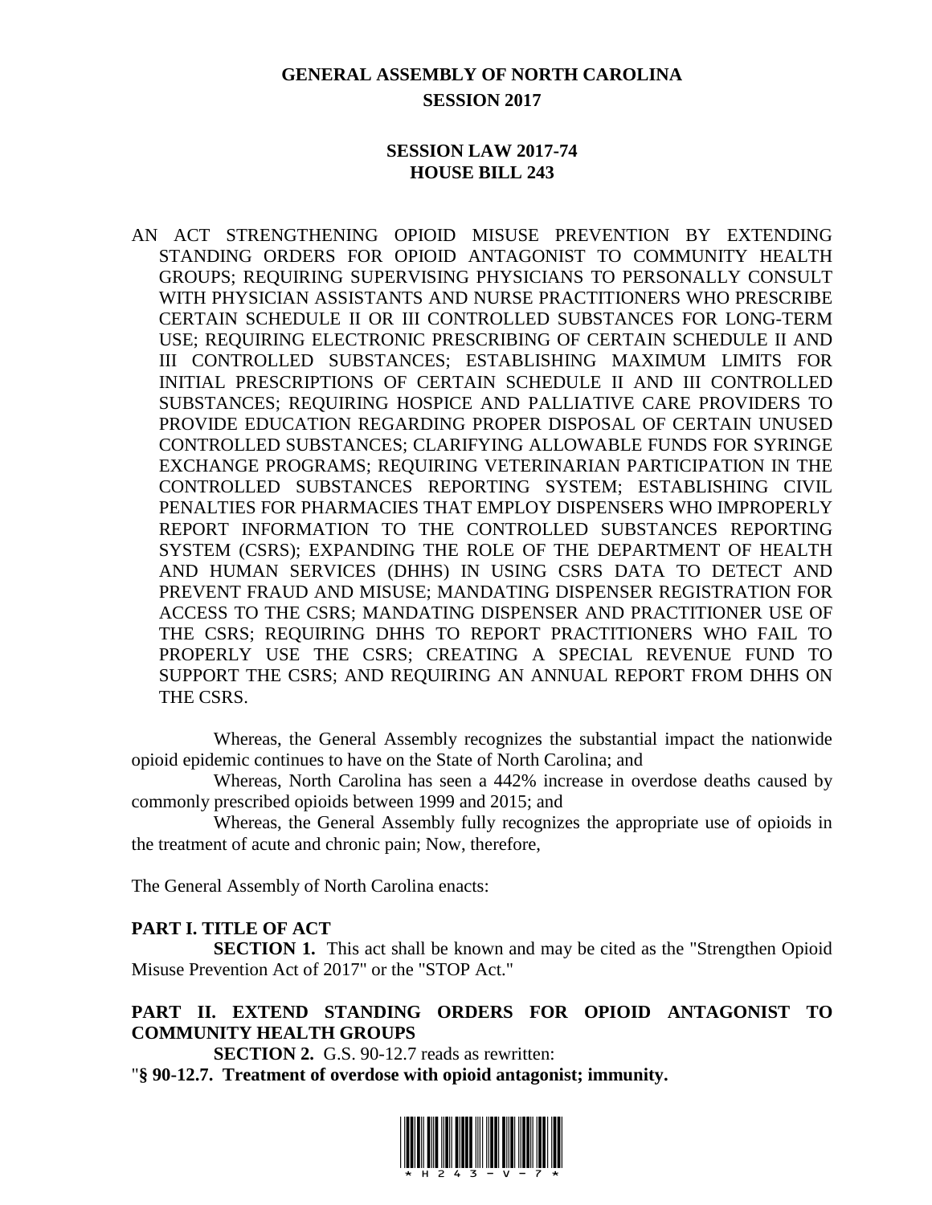# GENERAL ASSEMBLY OF NORTH CAROLINA
## SESSION 2017

## SESSION LAW 2017-74
## HOUSE BILL 243

AN ACT STRENGTHENING OPIOID MISUSE PREVENTION BY EXTENDING STANDING ORDERS FOR OPIOID ANTAGONIST TO COMMUNITY HEALTH GROUPS; REQUIRING SUPERVISING PHYSICIANS TO PERSONALLY CONSULT WITH PHYSICIAN ASSISTANTS AND NURSE PRACTITIONERS WHO PRESCRIBE CERTAIN SCHEDULE II OR III CONTROLLED SUBSTANCES FOR LONG-TERM USE; REQUIRING ELECTRONIC PRESCRIBING OF CERTAIN SCHEDULE II AND III CONTROLLED SUBSTANCES; ESTABLISHING MAXIMUM LIMITS FOR INITIAL PRESCRIPTIONS OF CERTAIN SCHEDULE II AND III CONTROLLED SUBSTANCES; REQUIRING HOSPICE AND PALLIATIVE CARE PROVIDERS TO PROVIDE EDUCATION REGARDING PROPER DISPOSAL OF CERTAIN UNUSED CONTROLLED SUBSTANCES; CLARIFYING ALLOWABLE FUNDS FOR SYRINGE EXCHANGE PROGRAMS; REQUIRING VETERINARIAN PARTICIPATION IN THE CONTROLLED SUBSTANCES REPORTING SYSTEM; ESTABLISHING CIVIL PENALTIES FOR PHARMACIES THAT EMPLOY DISPENSERS WHO IMPROPERLY REPORT INFORMATION TO THE CONTROLLED SUBSTANCES REPORTING SYSTEM (CSRS); EXPANDING THE ROLE OF THE DEPARTMENT OF HEALTH AND HUMAN SERVICES (DHHS) IN USING CSRS DATA TO DETECT AND PREVENT FRAUD AND MISUSE; MANDATING DISPENSER REGISTRATION FOR ACCESS TO THE CSRS; MANDATING DISPENSER AND PRACTITIONER USE OF THE CSRS; REQUIRING DHHS TO REPORT PRACTITIONERS WHO FAIL TO PROPERLY USE THE CSRS; CREATING A SPECIAL REVENUE FUND TO SUPPORT THE CSRS; AND REQUIRING AN ANNUAL REPORT FROM DHHS ON THE CSRS.

Whereas, the General Assembly recognizes the substantial impact the nationwide opioid epidemic continues to have on the State of North Carolina; and

Whereas, North Carolina has seen a 442% increase in overdose deaths caused by commonly prescribed opioids between 1999 and 2015; and

Whereas, the General Assembly fully recognizes the appropriate use of opioids in the treatment of acute and chronic pain; Now, therefore,

The General Assembly of North Carolina enacts:

### PART I. TITLE OF ACT

**SECTION 1.** This act shall be known and may be cited as the "Strengthen Opioid Misuse Prevention Act of 2017" or the "STOP Act."

### PART II. EXTEND STANDING ORDERS FOR OPIOID ANTAGONIST TO COMMUNITY HEALTH GROUPS

**SECTION 2.** G.S. 90-12.7 reads as rewritten:

"**§ 90-12.7. Treatment of overdose with opioid antagonist; immunity.**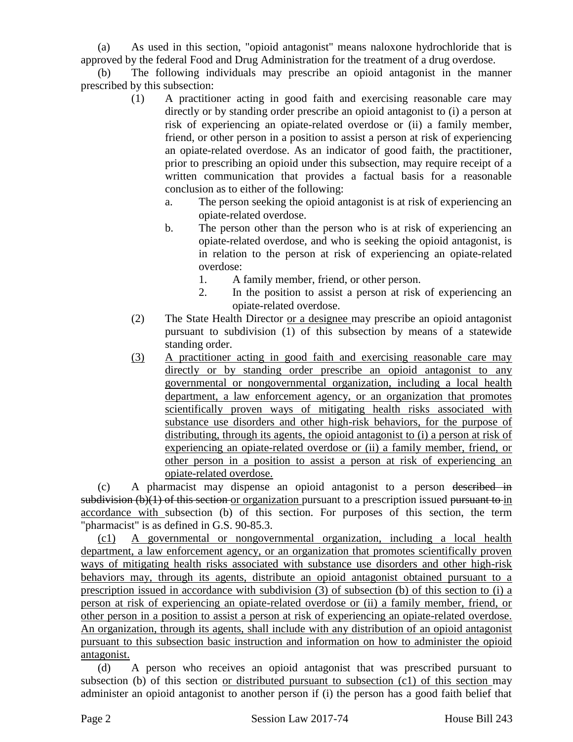(a) As used in this section, "opioid antagonist" means naloxone hydrochloride that is approved by the federal Food and Drug Administration for the treatment of a drug overdose.

(b) The following individuals may prescribe an opioid antagonist in the manner prescribed by this subsection:

(1) A practitioner acting in good faith and exercising reasonable care may directly or by standing order prescribe an opioid antagonist to (i) a person at risk of experiencing an opiate-related overdose or (ii) a family member, friend, or other person in a position to assist a person at risk of experiencing an opiate-related overdose. As an indicator of good faith, the practitioner, prior to prescribing an opioid under this subsection, may require receipt of a written communication that provides a factual basis for a reasonable conclusion as to either of the following:

a. The person seeking the opioid antagonist is at risk of experiencing an opiate-related overdose.

b. The person other than the person who is at risk of experiencing an opiate-related overdose, and who is seeking the opioid antagonist, is in relation to the person at risk of experiencing an opiate-related overdose:

1. A family member, friend, or other person.
2. In the position to assist a person at risk of experiencing an opiate-related overdose.

(2) The State Health Director <u>or a designee</u> may prescribe an opioid antagonist pursuant to subdivision (1) of this subsection by means of a statewide standing order.

<u>(3) A practitioner acting in good faith and exercising reasonable care may directly or by standing order prescribe an opioid antagonist to any governmental or nongovernmental organization, including a local health department, a law enforcement agency, or an organization that promotes scientifically proven ways of mitigating health risks associated with substance use disorders and other high-risk behaviors, for the purpose of distributing, through its agents, the opioid antagonist to (i) a person at risk of experiencing an opiate-related overdose or (ii) a family member, friend, or other person in a position to assist a person at risk of experiencing an opiate-related overdose.</u>

(c) A pharmacist may dispense an opioid antagonist to a person ~~described in subdivision (b)(1) of this section~~ <u>or organization</u> pursuant to a prescription issued ~~pursuant to~~ <u>in accordance with</u> subsection (b) of this section. For purposes of this section, the term "pharmacist" is as defined in G.S. 90-85.3.

<u>(c1) A governmental or nongovernmental organization, including a local health department, a law enforcement agency, or an organization that promotes scientifically proven ways of mitigating health risks associated with substance use disorders and other high-risk behaviors may, through its agents, distribute an opioid antagonist obtained pursuant to a prescription issued in accordance with subdivision (3) of subsection (b) of this section to (i) a person at risk of experiencing an opiate-related overdose or (ii) a family member, friend, or other person in a position to assist a person at risk of experiencing an opiate-related overdose. An organization, through its agents, shall include with any distribution of an opioid antagonist pursuant to this subsection basic instruction and information on how to administer the opioid antagonist.</u>

(d) A person who receives an opioid antagonist that was prescribed pursuant to subsection (b) of this section <u>or distributed pursuant to subsection (c1) of this section</u> may administer an opioid antagonist to another person if (i) the person has a good faith belief that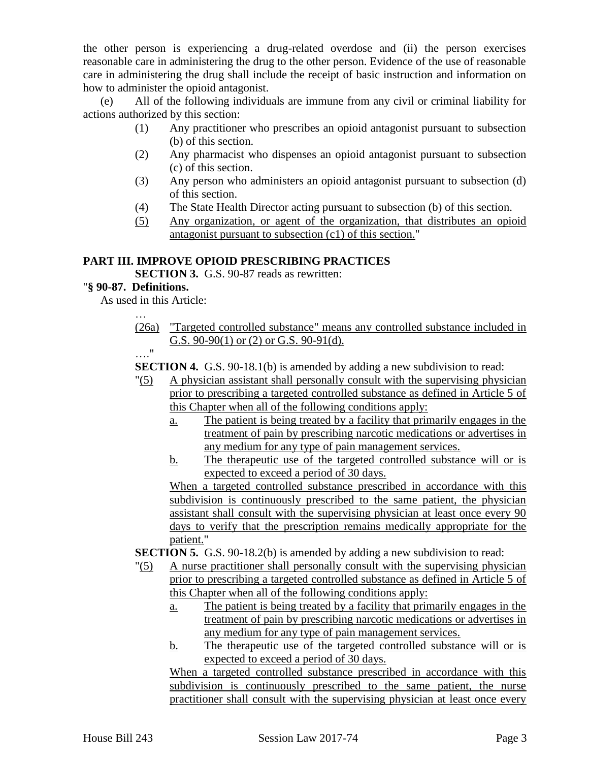the other person is experiencing a drug-related overdose and (ii) the person exercises reasonable care in administering the drug to the other person. Evidence of the use of reasonable care in administering the drug shall include the receipt of basic instruction and information on how to administer the opioid antagonist.

(e) All of the following individuals are immune from any civil or criminal liability for actions authorized by this section:

(1) Any practitioner who prescribes an opioid antagonist pursuant to subsection (b) of this section.

(2) Any pharmacist who dispenses an opioid antagonist pursuant to subsection (c) of this section.

(3) Any person who administers an opioid antagonist pursuant to subsection (d) of this section.

(4) The State Health Director acting pursuant to subsection (b) of this section.

<u>(5) Any organization, or agent of the organization, that distributes an opioid antagonist pursuant to subsection (c1) of this section.</u>"

**PART III. IMPROVE OPIOID PRESCRIBING PRACTICES**

**SECTION 3.** G.S. 90-87 reads as rewritten:

"**§ 90-87. Definitions.**

As used in this Article:

…

<u>(26a) "Targeted controlled substance" means any controlled substance included in G.S. 90-90(1) or (2) or G.S. 90-91(d).</u>

…."

**SECTION 4.** G.S. 90-18.1(b) is amended by adding a new subdivision to read:

"<u>(5) A physician assistant shall personally consult with the supervising physician prior to prescribing a targeted controlled substance as defined in Article 5 of this Chapter when all of the following conditions apply:</u>

<u>a. The patient is being treated by a facility that primarily engages in the treatment of pain by prescribing narcotic medications or advertises in any medium for any type of pain management services.</u>

<u>b. The therapeutic use of the targeted controlled substance will or is expected to exceed a period of 30 days.</u>

<u>When a targeted controlled substance prescribed in accordance with this subdivision is continuously prescribed to the same patient, the physician assistant shall consult with the supervising physician at least once every 90 days to verify that the prescription remains medically appropriate for the patient.</u>"

**SECTION 5.** G.S. 90-18.2(b) is amended by adding a new subdivision to read:

"<u>(5) A nurse practitioner shall personally consult with the supervising physician prior to prescribing a targeted controlled substance as defined in Article 5 of this Chapter when all of the following conditions apply:</u>

<u>a. The patient is being treated by a facility that primarily engages in the treatment of pain by prescribing narcotic medications or advertises in any medium for any type of pain management services.</u>

<u>b. The therapeutic use of the targeted controlled substance will or is expected to exceed a period of 30 days.</u>

<u>When a targeted controlled substance prescribed in accordance with this subdivision is continuously prescribed to the same patient, the nurse practitioner shall consult with the supervising physician at least once every</u>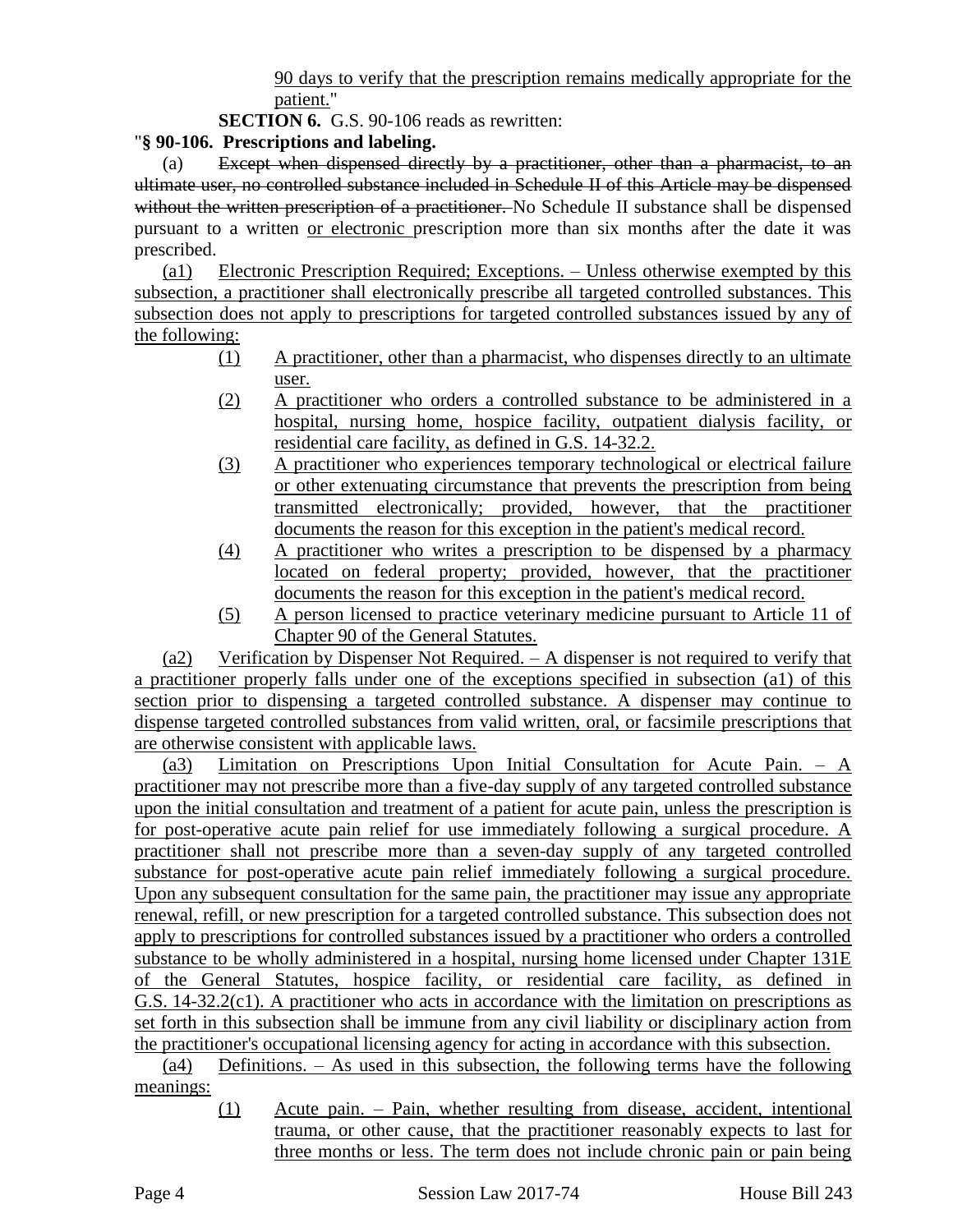90 days to verify that the prescription remains medically appropriate for the patient."

**SECTION 6.** G.S. 90-106 reads as rewritten:

"**§ 90-106. Prescriptions and labeling.**

(a) ~~Except when dispensed directly by a practitioner, other than a pharmacist, to an ultimate user, no controlled substance included in Schedule II of this Article may be dispensed without the written prescription of a practitioner.~~ No Schedule II substance shall be dispensed pursuant to a written or electronic prescription more than six months after the date it was prescribed.

(a1) Electronic Prescription Required; Exceptions. – Unless otherwise exempted by this subsection, a practitioner shall electronically prescribe all targeted controlled substances. This subsection does not apply to prescriptions for targeted controlled substances issued by any of the following:

- (1) A practitioner, other than a pharmacist, who dispenses directly to an ultimate user.
- (2) A practitioner who orders a controlled substance to be administered in a hospital, nursing home, hospice facility, outpatient dialysis facility, or residential care facility, as defined in G.S. 14-32.2.
- (3) A practitioner who experiences temporary technological or electrical failure or other extenuating circumstance that prevents the prescription from being transmitted electronically; provided, however, that the practitioner documents the reason for this exception in the patient's medical record.
- (4) A practitioner who writes a prescription to be dispensed by a pharmacy located on federal property; provided, however, that the practitioner documents the reason for this exception in the patient's medical record.
- (5) A person licensed to practice veterinary medicine pursuant to Article 11 of Chapter 90 of the General Statutes.

(a2) Verification by Dispenser Not Required. – A dispenser is not required to verify that a practitioner properly falls under one of the exceptions specified in subsection (a1) of this section prior to dispensing a targeted controlled substance. A dispenser may continue to dispense targeted controlled substances from valid written, oral, or facsimile prescriptions that are otherwise consistent with applicable laws.

(a3) Limitation on Prescriptions Upon Initial Consultation for Acute Pain. – A practitioner may not prescribe more than a five-day supply of any targeted controlled substance upon the initial consultation and treatment of a patient for acute pain, unless the prescription is for post-operative acute pain relief for use immediately following a surgical procedure. A practitioner shall not prescribe more than a seven-day supply of any targeted controlled substance for post-operative acute pain relief immediately following a surgical procedure. Upon any subsequent consultation for the same pain, the practitioner may issue any appropriate renewal, refill, or new prescription for a targeted controlled substance. This subsection does not apply to prescriptions for controlled substances issued by a practitioner who orders a controlled substance to be wholly administered in a hospital, nursing home licensed under Chapter 131E of the General Statutes, hospice facility, or residential care facility, as defined in G.S. 14-32.2(c1). A practitioner who acts in accordance with the limitation on prescriptions as set forth in this subsection shall be immune from any civil liability or disciplinary action from the practitioner's occupational licensing agency for acting in accordance with this subsection.

(a4) Definitions. – As used in this subsection, the following terms have the following meanings:

- (1) Acute pain. – Pain, whether resulting from disease, accident, intentional trauma, or other cause, that the practitioner reasonably expects to last for three months or less. The term does not include chronic pain or pain being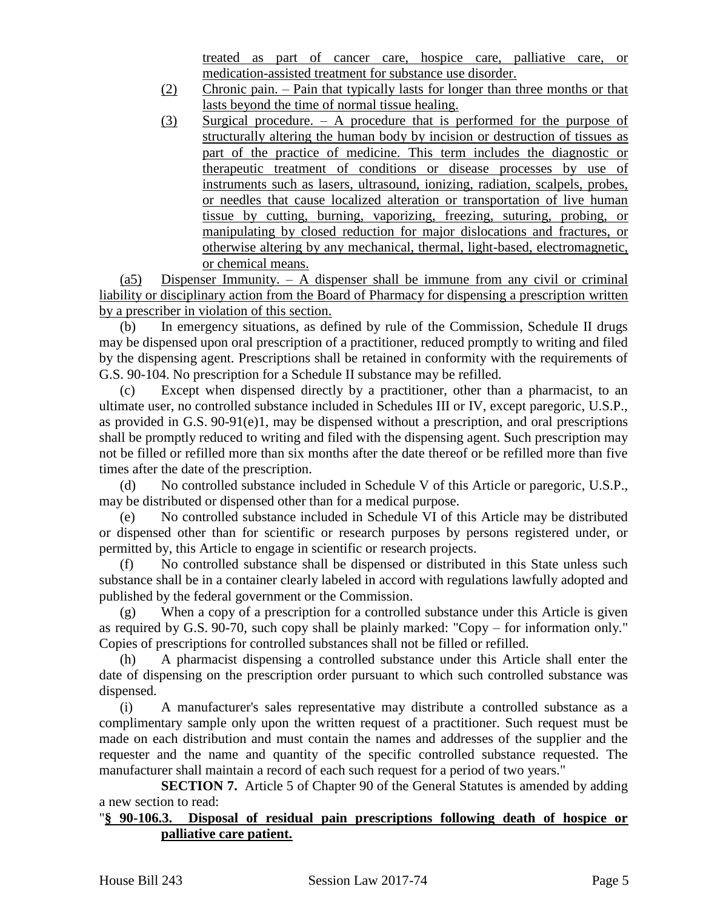treated as part of cancer care, hospice care, palliative care, or medication-assisted treatment for substance use disorder.

(2) Chronic pain. – Pain that typically lasts for longer than three months or that lasts beyond the time of normal tissue healing.

(3) Surgical procedure. – A procedure that is performed for the purpose of structurally altering the human body by incision or destruction of tissues as part of the practice of medicine. This term includes the diagnostic or therapeutic treatment of conditions or disease processes by use of instruments such as lasers, ultrasound, ionizing, radiation, scalpels, probes, or needles that cause localized alteration or transportation of live human tissue by cutting, burning, vaporizing, freezing, suturing, probing, or manipulating by closed reduction for major dislocations and fractures, or otherwise altering by any mechanical, thermal, light-based, electromagnetic, or chemical means.

(a5) Dispenser Immunity. – A dispenser shall be immune from any civil or criminal liability or disciplinary action from the Board of Pharmacy for dispensing a prescription written by a prescriber in violation of this section.

(b) In emergency situations, as defined by rule of the Commission, Schedule II drugs may be dispensed upon oral prescription of a practitioner, reduced promptly to writing and filed by the dispensing agent. Prescriptions shall be retained in conformity with the requirements of G.S. 90-104. No prescription for a Schedule II substance may be refilled.

(c) Except when dispensed directly by a practitioner, other than a pharmacist, to an ultimate user, no controlled substance included in Schedules III or IV, except paregoric, U.S.P., as provided in G.S. 90-91(e)1, may be dispensed without a prescription, and oral prescriptions shall be promptly reduced to writing and filed with the dispensing agent. Such prescription may not be filled or refilled more than six months after the date thereof or be refilled more than five times after the date of the prescription.

(d) No controlled substance included in Schedule V of this Article or paregoric, U.S.P., may be distributed or dispensed other than for a medical purpose.

(e) No controlled substance included in Schedule VI of this Article may be distributed or dispensed other than for scientific or research purposes by persons registered under, or permitted by, this Article to engage in scientific or research projects.

(f) No controlled substance shall be dispensed or distributed in this State unless such substance shall be in a container clearly labeled in accord with regulations lawfully adopted and published by the federal government or the Commission.

(g) When a copy of a prescription for a controlled substance under this Article is given as required by G.S. 90-70, such copy shall be plainly marked: "Copy – for information only." Copies of prescriptions for controlled substances shall not be filled or refilled.

(h) A pharmacist dispensing a controlled substance under this Article shall enter the date of dispensing on the prescription order pursuant to which such controlled substance was dispensed.

(i) A manufacturer's sales representative may distribute a controlled substance as a complimentary sample only upon the written request of a practitioner. Such request must be made on each distribution and must contain the names and addresses of the supplier and the requester and the name and quantity of the specific controlled substance requested. The manufacturer shall maintain a record of each such request for a period of two years."

**SECTION 7.** Article 5 of Chapter 90 of the General Statutes is amended by adding a new section to read:

"**§ 90-106.3. Disposal of residual pain prescriptions following death of hospice or palliative care patient.**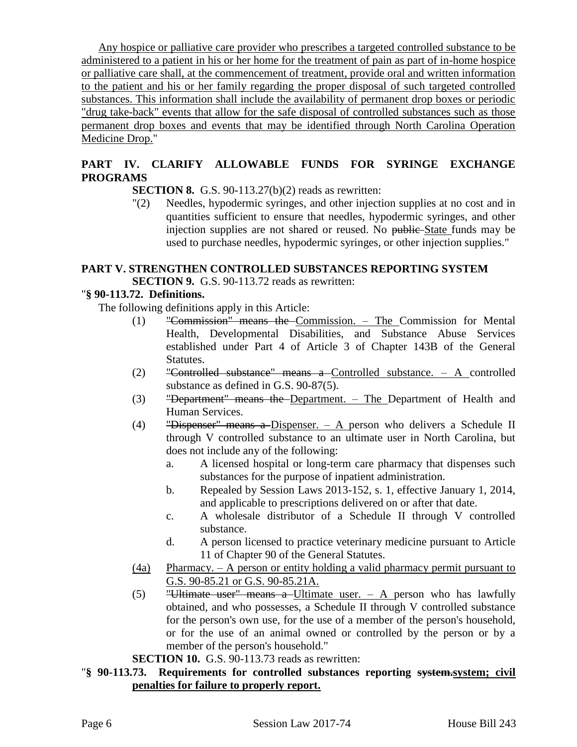Any hospice or palliative care provider who prescribes a targeted controlled substance to be administered to a patient in his or her home for the treatment of pain as part of in-home hospice or palliative care shall, at the commencement of treatment, provide oral and written information to the patient and his or her family regarding the proper disposal of such targeted controlled substances. This information shall include the availability of permanent drop boxes or periodic "drug take-back" events that allow for the safe disposal of controlled substances such as those permanent drop boxes and events that may be identified through North Carolina Operation Medicine Drop."

## PART IV. CLARIFY ALLOWABLE FUNDS FOR SYRINGE EXCHANGE PROGRAMS

**SECTION 8.** G.S. 90-113.27(b)(2) reads as rewritten:

"(2) Needles, hypodermic syringes, and other injection supplies at no cost and in quantities sufficient to ensure that needles, hypodermic syringes, and other injection supplies are not shared or reused. No ~~public~~ State funds may be used to purchase needles, hypodermic syringes, or other injection supplies."

## PART V. STRENGTHEN CONTROLLED SUBSTANCES REPORTING SYSTEM

**SECTION 9.** G.S. 90-113.72 reads as rewritten:

"**§ 90-113.72. Definitions.**

The following definitions apply in this Article:

(1) ~~"Commission" means the~~ Commission. – The Commission for Mental Health, Developmental Disabilities, and Substance Abuse Services established under Part 4 of Article 3 of Chapter 143B of the General Statutes.

(2) ~~"Controlled substance" means a~~ Controlled substance. – A controlled substance as defined in G.S. 90-87(5).

(3) ~~"Department" means the~~ Department. – The Department of Health and Human Services.

(4) ~~"Dispenser" means a~~ Dispenser. – A person who delivers a Schedule II through V controlled substance to an ultimate user in North Carolina, but does not include any of the following:

a. A licensed hospital or long-term care pharmacy that dispenses such substances for the purpose of inpatient administration.

b. Repealed by Session Laws 2013-152, s. 1, effective January 1, 2014, and applicable to prescriptions delivered on or after that date.

c. A wholesale distributor of a Schedule II through V controlled substance.

d. A person licensed to practice veterinary medicine pursuant to Article 11 of Chapter 90 of the General Statutes.

(4a) Pharmacy. – A person or entity holding a valid pharmacy permit pursuant to G.S. 90-85.21 or G.S. 90-85.21A.

(5) ~~"Ultimate user" means a~~ Ultimate user. – A person who has lawfully obtained, and who possesses, a Schedule II through V controlled substance for the person's own use, for the use of a member of the person's household, or for the use of an animal owned or controlled by the person or by a member of the person's household."

**SECTION 10.** G.S. 90-113.73 reads as rewritten:

"**§ 90-113.73. Requirements for controlled substances reporting ~~system.~~system; civil penalties for failure to properly report.**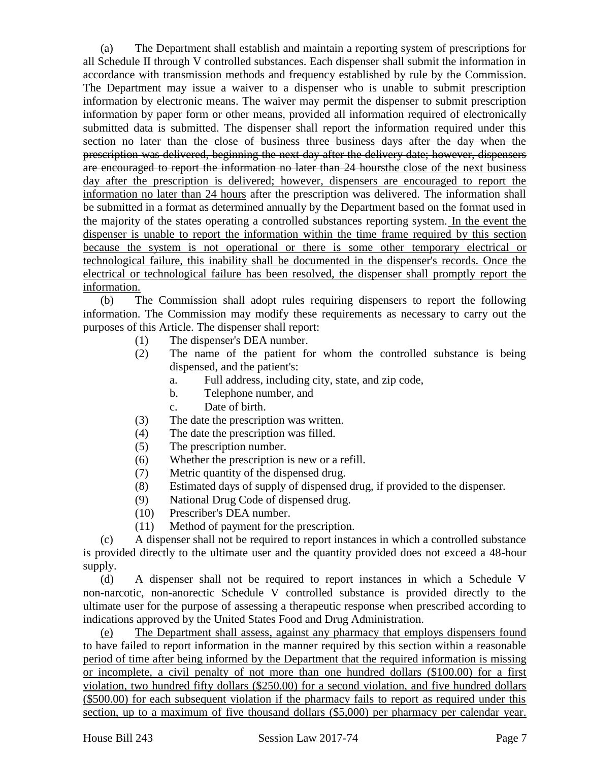(a) The Department shall establish and maintain a reporting system of prescriptions for all Schedule II through V controlled substances. Each dispenser shall submit the information in accordance with transmission methods and frequency established by rule by the Commission. The Department may issue a waiver to a dispenser who is unable to submit prescription information by electronic means. The waiver may permit the dispenser to submit prescription information by paper form or other means, provided all information required of electronically submitted data is submitted. The dispenser shall report the information required under this section no later than ~~the close of business three business days after the day when the prescription was delivered, beginning the next day after the delivery date; however, dispensers are encouraged to report the information no later than 24 hours~~<u>the close of the next business day after the prescription is delivered; however, dispensers are encouraged to report the information no later than 24 hours</u> after the prescription was delivered. The information shall be submitted in a format as determined annually by the Department based on the format used in the majority of the states operating a controlled substances reporting system.<u> In the event the dispenser is unable to report the information within the time frame required by this section because the system is not operational or there is some other temporary electrical or technological failure, this inability shall be documented in the dispenser's records. Once the electrical or technological failure has been resolved, the dispenser shall promptly report the information.</u>

(b) The Commission shall adopt rules requiring dispensers to report the following information. The Commission may modify these requirements as necessary to carry out the purposes of this Article. The dispenser shall report:

(1) The dispenser's DEA number.
(2) The name of the patient for whom the controlled substance is being dispensed, and the patient's:
  a. Full address, including city, state, and zip code,
  b. Telephone number, and
  c. Date of birth.
(3) The date the prescription was written.
(4) The date the prescription was filled.
(5) The prescription number.
(6) Whether the prescription is new or a refill.
(7) Metric quantity of the dispensed drug.
(8) Estimated days of supply of dispensed drug, if provided to the dispenser.
(9) National Drug Code of dispensed drug.
(10) Prescriber's DEA number.
(11) Method of payment for the prescription.

(c) A dispenser shall not be required to report instances in which a controlled substance is provided directly to the ultimate user and the quantity provided does not exceed a 48-hour supply.

(d) A dispenser shall not be required to report instances in which a Schedule V non-narcotic, non-anorectic Schedule V controlled substance is provided directly to the ultimate user for the purpose of assessing a therapeutic response when prescribed according to indications approved by the United States Food and Drug Administration.

<u>(e) The Department shall assess, against any pharmacy that employs dispensers found to have failed to report information in the manner required by this section within a reasonable period of time after being informed by the Department that the required information is missing or incomplete, a civil penalty of not more than one hundred dollars ($100.00) for a first violation, two hundred fifty dollars ($250.00) for a second violation, and five hundred dollars ($500.00) for each subsequent violation if the pharmacy fails to report as required under this section, up to a maximum of five thousand dollars ($5,000) per pharmacy per calendar year.</u>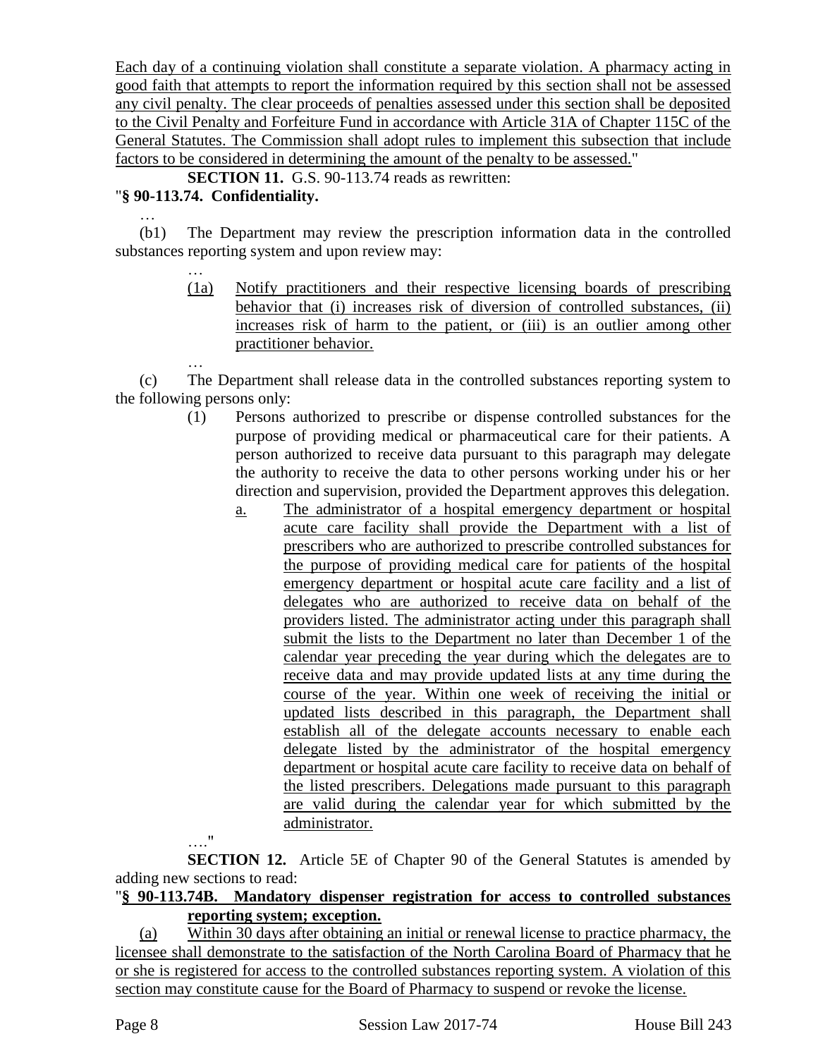Each day of a continuing violation shall constitute a separate violation. A pharmacy acting in good faith that attempts to report the information required by this section shall not be assessed any civil penalty. The clear proceeds of penalties assessed under this section shall be deposited to the Civil Penalty and Forfeiture Fund in accordance with Article 31A of Chapter 115C of the General Statutes. The Commission shall adopt rules to implement this subsection that include factors to be considered in determining the amount of the penalty to be assessed."

**SECTION 11.** G.S. 90-113.74 reads as rewritten:

"**§ 90-113.74. Confidentiality.**

…

(b1) The Department may review the prescription information data in the controlled substances reporting system and upon review may:

…

(1a) Notify practitioners and their respective licensing boards of prescribing behavior that (i) increases risk of diversion of controlled substances, (ii) increases risk of harm to the patient, or (iii) is an outlier among other practitioner behavior.

…

(c) The Department shall release data in the controlled substances reporting system to the following persons only:

(1) Persons authorized to prescribe or dispense controlled substances for the purpose of providing medical or pharmaceutical care for their patients. A person authorized to receive data pursuant to this paragraph may delegate the authority to receive the data to other persons working under his or her direction and supervision, provided the Department approves this delegation.

a. The administrator of a hospital emergency department or hospital acute care facility shall provide the Department with a list of prescribers who are authorized to prescribe controlled substances for the purpose of providing medical care for patients of the hospital emergency department or hospital acute care facility and a list of delegates who are authorized to receive data on behalf of the providers listed. The administrator acting under this paragraph shall submit the lists to the Department no later than December 1 of the calendar year preceding the year during which the delegates are to receive data and may provide updated lists at any time during the course of the year. Within one week of receiving the initial or updated lists described in this paragraph, the Department shall establish all of the delegate accounts necessary to enable each delegate listed by the administrator of the hospital emergency department or hospital acute care facility to receive data on behalf of the listed prescribers. Delegations made pursuant to this paragraph are valid during the calendar year for which submitted by the administrator.

…."

**SECTION 12.** Article 5E of Chapter 90 of the General Statutes is amended by adding new sections to read:

"**§ 90-113.74B. Mandatory dispenser registration for access to controlled substances reporting system; exception.**

(a) Within 30 days after obtaining an initial or renewal license to practice pharmacy, the licensee shall demonstrate to the satisfaction of the North Carolina Board of Pharmacy that he or she is registered for access to the controlled substances reporting system. A violation of this section may constitute cause for the Board of Pharmacy to suspend or revoke the license.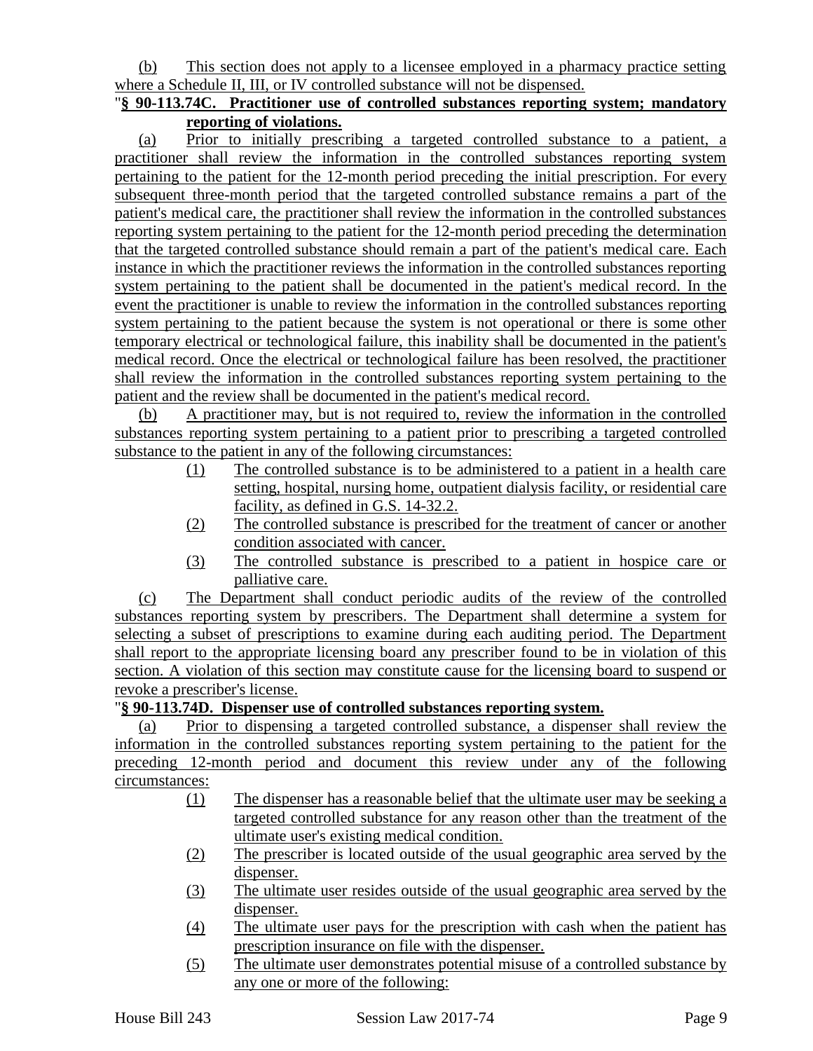(b) This section does not apply to a licensee employed in a pharmacy practice setting where a Schedule II, III, or IV controlled substance will not be dispensed.

"**§ 90-113.74C. Practitioner use of controlled substances reporting system; mandatory reporting of violations.**

(a) Prior to initially prescribing a targeted controlled substance to a patient, a practitioner shall review the information in the controlled substances reporting system pertaining to the patient for the 12-month period preceding the initial prescription. For every subsequent three-month period that the targeted controlled substance remains a part of the patient's medical care, the practitioner shall review the information in the controlled substances reporting system pertaining to the patient for the 12-month period preceding the determination that the targeted controlled substance should remain a part of the patient's medical care. Each instance in which the practitioner reviews the information in the controlled substances reporting system pertaining to the patient shall be documented in the patient's medical record. In the event the practitioner is unable to review the information in the controlled substances reporting system pertaining to the patient because the system is not operational or there is some other temporary electrical or technological failure, this inability shall be documented in the patient's medical record. Once the electrical or technological failure has been resolved, the practitioner shall review the information in the controlled substances reporting system pertaining to the patient and the review shall be documented in the patient's medical record.

(b) A practitioner may, but is not required to, review the information in the controlled substances reporting system pertaining to a patient prior to prescribing a targeted controlled substance to the patient in any of the following circumstances:

(1) The controlled substance is to be administered to a patient in a health care setting, hospital, nursing home, outpatient dialysis facility, or residential care facility, as defined in G.S. 14-32.2.

(2) The controlled substance is prescribed for the treatment of cancer or another condition associated with cancer.

(3) The controlled substance is prescribed to a patient in hospice care or palliative care.

(c) The Department shall conduct periodic audits of the review of the controlled substances reporting system by prescribers. The Department shall determine a system for selecting a subset of prescriptions to examine during each auditing period. The Department shall report to the appropriate licensing board any prescriber found to be in violation of this section. A violation of this section may constitute cause for the licensing board to suspend or revoke a prescriber's license.

"**§ 90-113.74D. Dispenser use of controlled substances reporting system.**

(a) Prior to dispensing a targeted controlled substance, a dispenser shall review the information in the controlled substances reporting system pertaining to the patient for the preceding 12-month period and document this review under any of the following circumstances:

(1) The dispenser has a reasonable belief that the ultimate user may be seeking a targeted controlled substance for any reason other than the treatment of the ultimate user's existing medical condition.

(2) The prescriber is located outside of the usual geographic area served by the dispenser.

(3) The ultimate user resides outside of the usual geographic area served by the dispenser.

(4) The ultimate user pays for the prescription with cash when the patient has prescription insurance on file with the dispenser.

(5) The ultimate user demonstrates potential misuse of a controlled substance by any one or more of the following: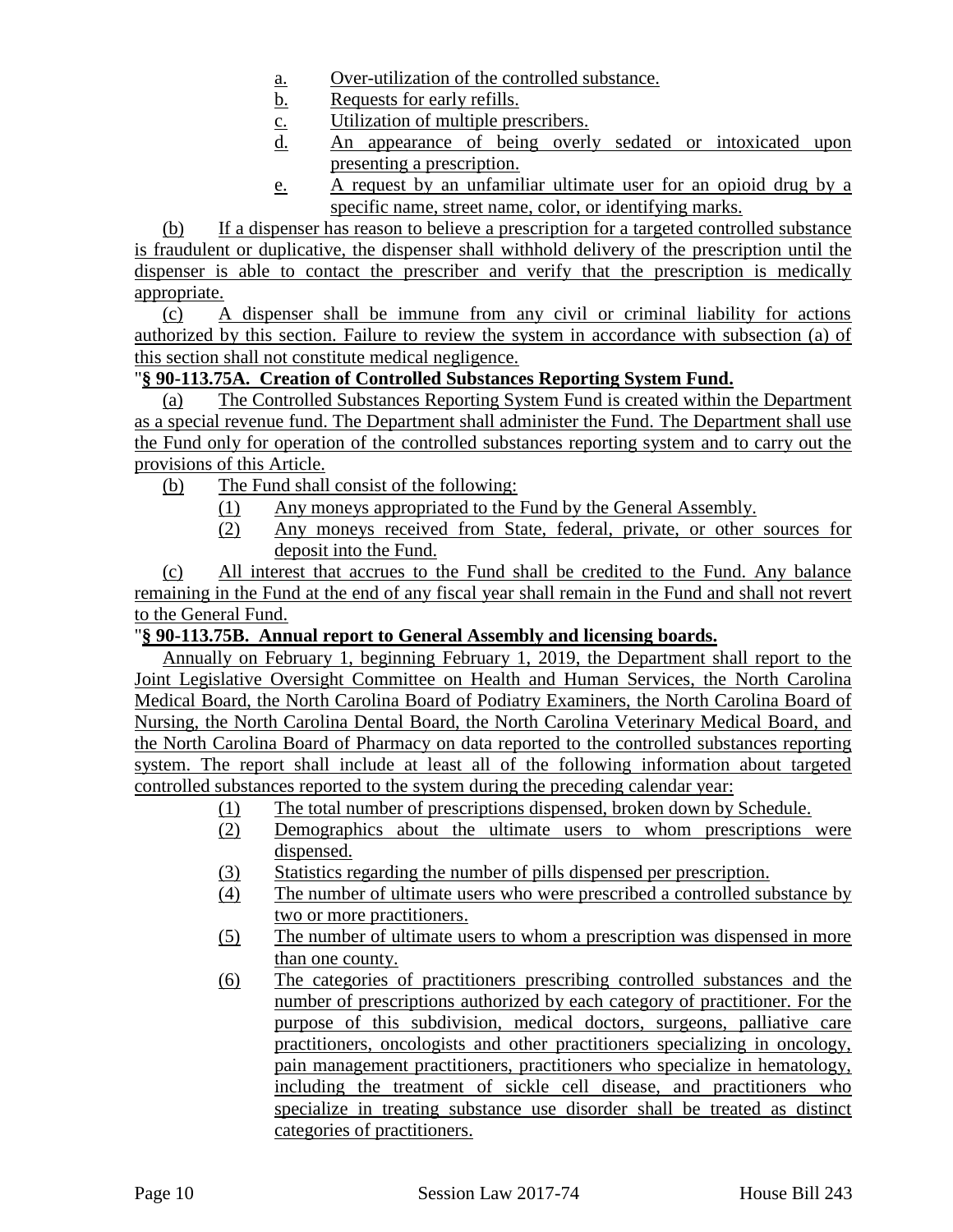a. Over-utilization of the controlled substance.
b. Requests for early refills.
c. Utilization of multiple prescribers.
d. An appearance of being overly sedated or intoxicated upon presenting a prescription.
e. A request by an unfamiliar ultimate user for an opioid drug by a specific name, street name, color, or identifying marks.

(b) If a dispenser has reason to believe a prescription for a targeted controlled substance is fraudulent or duplicative, the dispenser shall withhold delivery of the prescription until the dispenser is able to contact the prescriber and verify that the prescription is medically appropriate.

(c) A dispenser shall be immune from any civil or criminal liability for actions authorized by this section. Failure to review the system in accordance with subsection (a) of this section shall not constitute medical negligence.

"**§ 90-113.75A. Creation of Controlled Substances Reporting System Fund.**

(a) The Controlled Substances Reporting System Fund is created within the Department as a special revenue fund. The Department shall administer the Fund. The Department shall use the Fund only for operation of the controlled substances reporting system and to carry out the provisions of this Article.

(b) The Fund shall consist of the following:

(1) Any moneys appropriated to the Fund by the General Assembly.
(2) Any moneys received from State, federal, private, or other sources for deposit into the Fund.

(c) All interest that accrues to the Fund shall be credited to the Fund. Any balance remaining in the Fund at the end of any fiscal year shall remain in the Fund and shall not revert to the General Fund.

"**§ 90-113.75B. Annual report to General Assembly and licensing boards.**

Annually on February 1, beginning February 1, 2019, the Department shall report to the Joint Legislative Oversight Committee on Health and Human Services, the North Carolina Medical Board, the North Carolina Board of Podiatry Examiners, the North Carolina Board of Nursing, the North Carolina Dental Board, the North Carolina Veterinary Medical Board, and the North Carolina Board of Pharmacy on data reported to the controlled substances reporting system. The report shall include at least all of the following information about targeted controlled substances reported to the system during the preceding calendar year:

(1) The total number of prescriptions dispensed, broken down by Schedule.
(2) Demographics about the ultimate users to whom prescriptions were dispensed.
(3) Statistics regarding the number of pills dispensed per prescription.
(4) The number of ultimate users who were prescribed a controlled substance by two or more practitioners.
(5) The number of ultimate users to whom a prescription was dispensed in more than one county.
(6) The categories of practitioners prescribing controlled substances and the number of prescriptions authorized by each category of practitioner. For the purpose of this subdivision, medical doctors, surgeons, palliative care practitioners, oncologists and other practitioners specializing in oncology, pain management practitioners, practitioners who specialize in hematology, including the treatment of sickle cell disease, and practitioners who specialize in treating substance use disorder shall be treated as distinct categories of practitioners.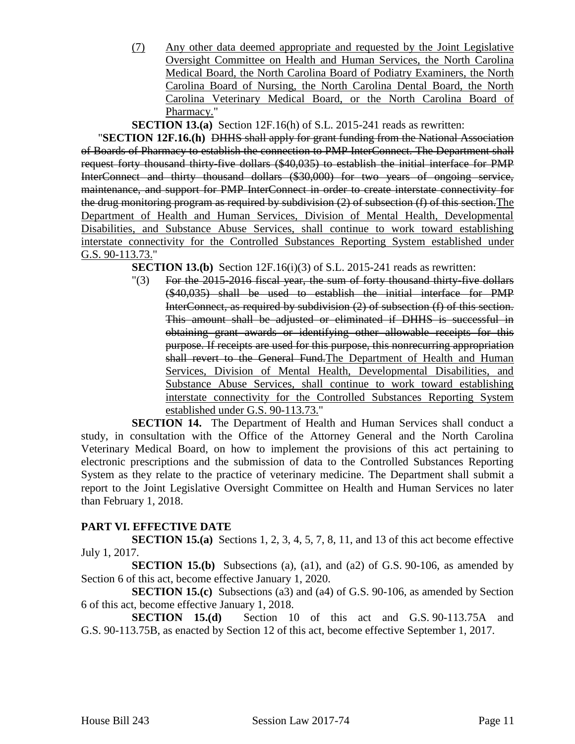(7) Any other data deemed appropriate and requested by the Joint Legislative Oversight Committee on Health and Human Services, the North Carolina Medical Board, the North Carolina Board of Podiatry Examiners, the North Carolina Board of Nursing, the North Carolina Dental Board, the North Carolina Veterinary Medical Board, or the North Carolina Board of Pharmacy."

**SECTION 13.(a)** Section 12F.16(h) of S.L. 2015-241 reads as rewritten:

"**SECTION 12F.16.(h)** ~~DHHS shall apply for grant funding from the National Association of Boards of Pharmacy to establish the connection to PMP InterConnect. The Department shall request forty thousand thirty-five dollars ($40,035) to establish the initial interface for PMP InterConnect and thirty thousand dollars ($30,000) for two years of ongoing service, maintenance, and support for PMP InterConnect in order to create interstate connectivity for the drug monitoring program as required by subdivision (2) of subsection (f) of this section.~~The Department of Health and Human Services, Division of Mental Health, Developmental Disabilities, and Substance Abuse Services, shall continue to work toward establishing interstate connectivity for the Controlled Substances Reporting System established under G.S. 90-113.73."

**SECTION 13.(b)** Section 12F.16(i)(3) of S.L. 2015-241 reads as rewritten:

"(3) ~~For the 2015-2016 fiscal year, the sum of forty thousand thirty-five dollars ($40,035) shall be used to establish the initial interface for PMP InterConnect, as required by subdivision (2) of subsection (f) of this section. This amount shall be adjusted or eliminated if DHHS is successful in obtaining grant awards or identifying other allowable receipts for this purpose. If receipts are used for this purpose, this nonrecurring appropriation shall revert to the General Fund.~~The Department of Health and Human Services, Division of Mental Health, Developmental Disabilities, and Substance Abuse Services, shall continue to work toward establishing interstate connectivity for the Controlled Substances Reporting System established under G.S. 90-113.73."

**SECTION 14.** The Department of Health and Human Services shall conduct a study, in consultation with the Office of the Attorney General and the North Carolina Veterinary Medical Board, on how to implement the provisions of this act pertaining to electronic prescriptions and the submission of data to the Controlled Substances Reporting System as they relate to the practice of veterinary medicine. The Department shall submit a report to the Joint Legislative Oversight Committee on Health and Human Services no later than February 1, 2018.

**PART VI. EFFECTIVE DATE**

**SECTION 15.(a)** Sections 1, 2, 3, 4, 5, 7, 8, 11, and 13 of this act become effective July 1, 2017.

**SECTION 15.(b)** Subsections (a), (a1), and (a2) of G.S. 90-106, as amended by Section 6 of this act, become effective January 1, 2020.

**SECTION 15.(c)** Subsections (a3) and (a4) of G.S. 90-106, as amended by Section 6 of this act, become effective January 1, 2018.

**SECTION 15.(d)** Section 10 of this act and G.S. 90-113.75A and G.S. 90-113.75B, as enacted by Section 12 of this act, become effective September 1, 2017.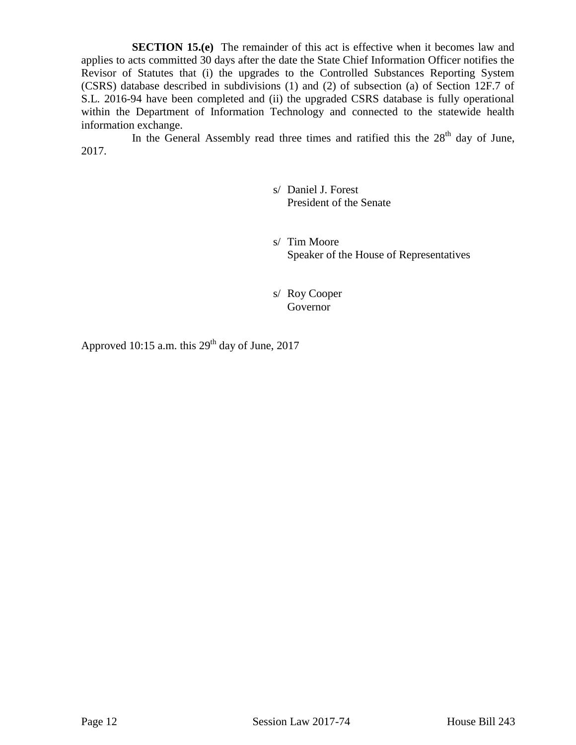**SECTION 15.(e)** The remainder of this act is effective when it becomes law and applies to acts committed 30 days after the date the State Chief Information Officer notifies the Revisor of Statutes that (i) the upgrades to the Controlled Substances Reporting System (CSRS) database described in subdivisions (1) and (2) of subsection (a) of Section 12F.7 of S.L. 2016-94 have been completed and (ii) the upgraded CSRS database is fully operational within the Department of Information Technology and connected to the statewide health information exchange.

In the General Assembly read three times and ratified this the 28th day of June, 2017.

s/ Daniel J. Forest
President of the Senate

s/ Tim Moore
Speaker of the House of Representatives

s/ Roy Cooper
Governor

Approved 10:15 a.m. this 29th day of June, 2017